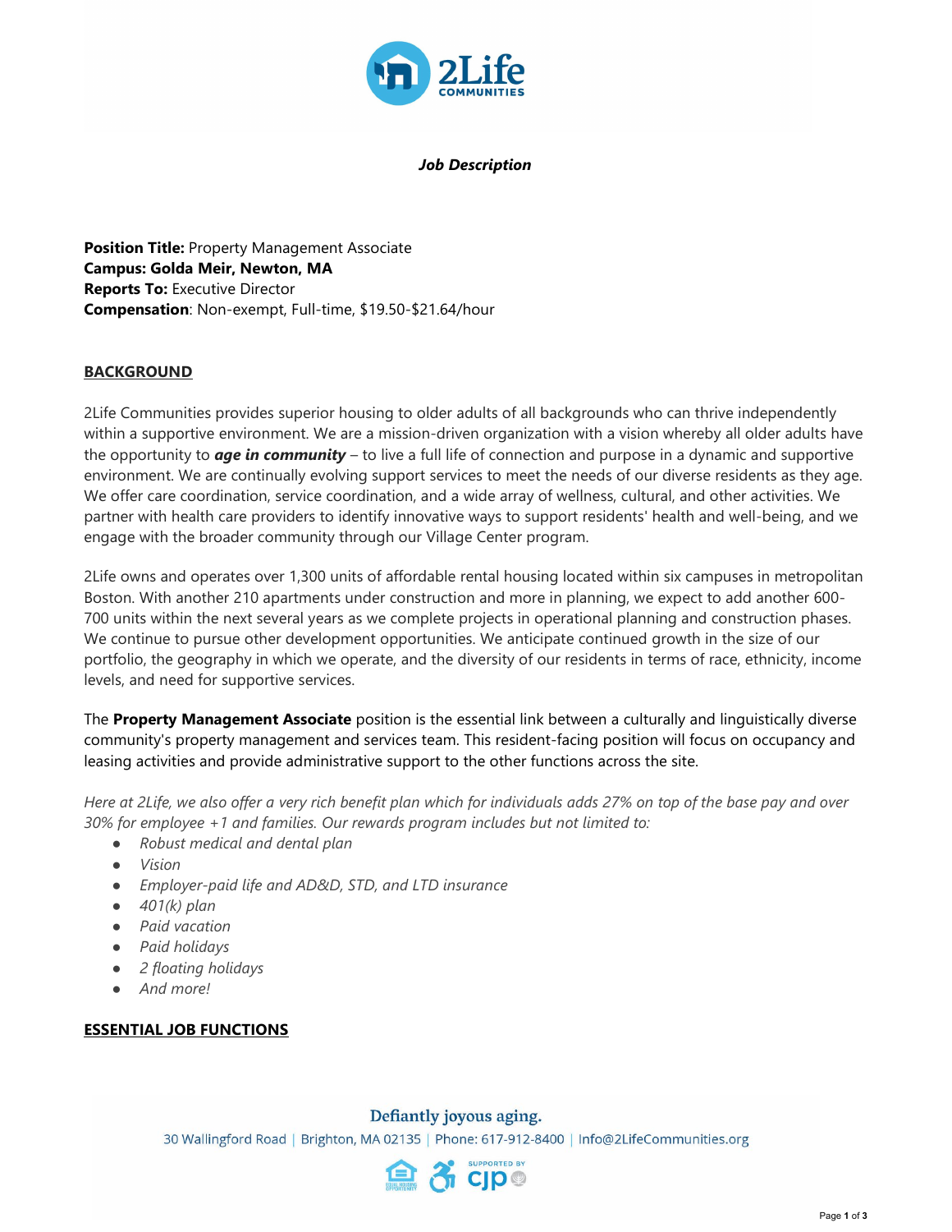***Job Description***

**Position Title:** Property Management Associate
**Campus: Golda Meir, Newton, MA**
**Reports To:** Executive Director
**Compensation**: Non-exempt, Full-time, $19.50-$21.64/hour

## BACKGROUND

2Life Communities provides superior housing to older adults of all backgrounds who can thrive independently within a supportive environment. We are a mission-driven organization with a vision whereby all older adults have the opportunity to ***age in community*** – to live a full life of connection and purpose in a dynamic and supportive environment. We are continually evolving support services to meet the needs of our diverse residents as they age. We offer care coordination, service coordination, and a wide array of wellness, cultural, and other activities. We partner with health care providers to identify innovative ways to support residents' health and well-being, and we engage with the broader community through our Village Center program.

2Life owns and operates over 1,300 units of affordable rental housing located within six campuses in metropolitan Boston. With another 210 apartments under construction and more in planning, we expect to add another 600-700 units within the next several years as we complete projects in operational planning and construction phases. We continue to pursue other development opportunities. We anticipate continued growth in the size of our portfolio, the geography in which we operate, and the diversity of our residents in terms of race, ethnicity, income levels, and need for supportive services.

The **Property Management Associate** position is the essential link between a culturally and linguistically diverse community's property management and services team. This resident-facing position will focus on occupancy and leasing activities and provide administrative support to the other functions across the site.

*Here at 2Life, we also offer a very rich benefit plan which for individuals adds 27% on top of the base pay and over 30% for employee +1 and families. Our rewards program includes but not limited to:*

- *Robust medical and dental plan*
- *Vision*
- *Employer-paid life and AD&D, STD, and LTD insurance*
- *401(k) plan*
- *Paid vacation*
- *Paid holidays*
- *2 floating holidays*
- *And more!*

## ESSENTIAL JOB FUNCTIONS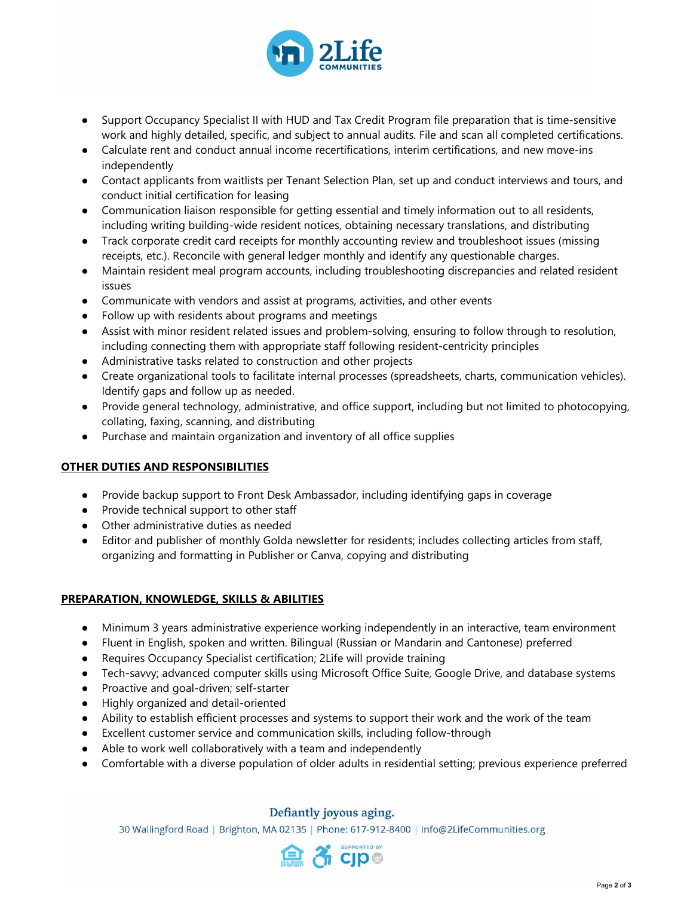- Support Occupancy Specialist II with HUD and Tax Credit Program file preparation that is time-sensitive work and highly detailed, specific, and subject to annual audits. File and scan all completed certifications.
- Calculate rent and conduct annual income recertifications, interim certifications, and new move-ins independently
- Contact applicants from waitlists per Tenant Selection Plan, set up and conduct interviews and tours, and conduct initial certification for leasing
- Communication liaison responsible for getting essential and timely information out to all residents, including writing building-wide resident notices, obtaining necessary translations, and distributing
- Track corporate credit card receipts for monthly accounting review and troubleshoot issues (missing receipts, etc.). Reconcile with general ledger monthly and identify any questionable charges.
- Maintain resident meal program accounts, including troubleshooting discrepancies and related resident issues
- Communicate with vendors and assist at programs, activities, and other events
- Follow up with residents about programs and meetings
- Assist with minor resident related issues and problem-solving, ensuring to follow through to resolution, including connecting them with appropriate staff following resident-centricity principles
- Administrative tasks related to construction and other projects
- Create organizational tools to facilitate internal processes (spreadsheets, charts, communication vehicles). Identify gaps and follow up as needed.
- Provide general technology, administrative, and office support, including but not limited to photocopying, collating, faxing, scanning, and distributing
- Purchase and maintain organization and inventory of all office supplies

## OTHER DUTIES AND RESPONSIBILITIES

- Provide backup support to Front Desk Ambassador, including identifying gaps in coverage
- Provide technical support to other staff
- Other administrative duties as needed
- Editor and publisher of monthly Golda newsletter for residents; includes collecting articles from staff, organizing and formatting in Publisher or Canva, copying and distributing

## PREPARATION, KNOWLEDGE, SKILLS & ABILITIES

- Minimum 3 years administrative experience working independently in an interactive, team environment
- Fluent in English, spoken and written. Bilingual (Russian or Mandarin and Cantonese) preferred
- Requires Occupancy Specialist certification; 2Life will provide training
- Tech-savvy; advanced computer skills using Microsoft Office Suite, Google Drive, and database systems
- Proactive and goal-driven; self-starter
- Highly organized and detail-oriented
- Ability to establish efficient processes and systems to support their work and the work of the team
- Excellent customer service and communication skills, including follow-through
- Able to work well collaboratively with a team and independently
- Comfortable with a diverse population of older adults in residential setting; previous experience preferred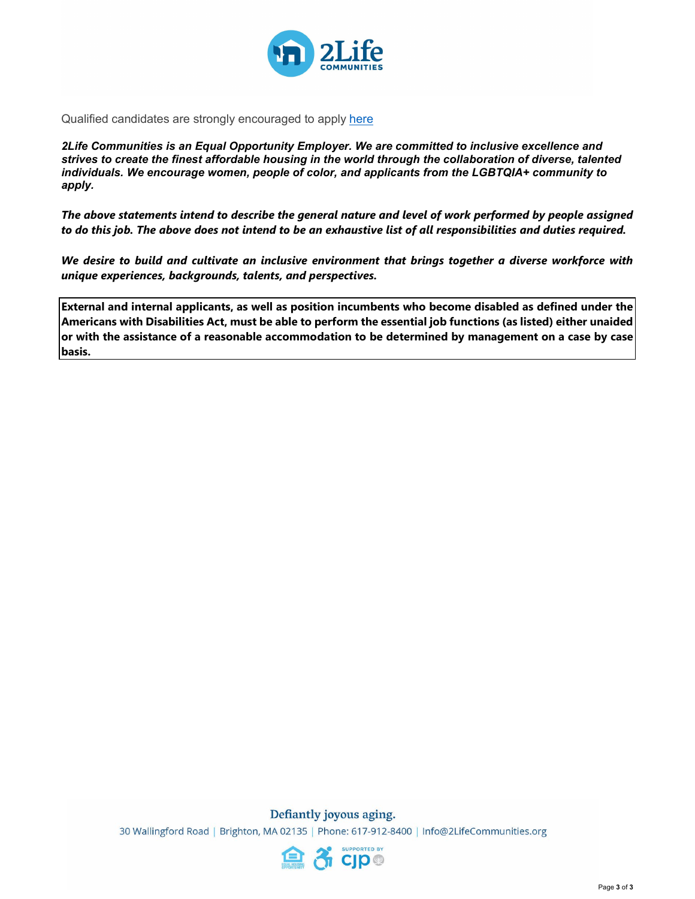Qualified candidates are strongly encouraged to apply here

***2Life Communities is an Equal Opportunity Employer. We are committed to inclusive excellence and strives to create the finest affordable housing in the world through the collaboration of diverse, talented individuals. We encourage women, people of color, and applicants from the LGBTQIA+ community to apply.***

***The above statements intend to describe the general nature and level of work performed by people assigned to do this job. The above does not intend to be an exhaustive list of all responsibilities and duties required.***

***We desire to build and cultivate an inclusive environment that brings together a diverse workforce with unique experiences, backgrounds, talents, and perspectives.***

**External and internal applicants, as well as position incumbents who become disabled as defined under the Americans with Disabilities Act, must be able to perform the essential job functions (as listed) either unaided or with the assistance of a reasonable accommodation to be determined by management on a case by case basis.**